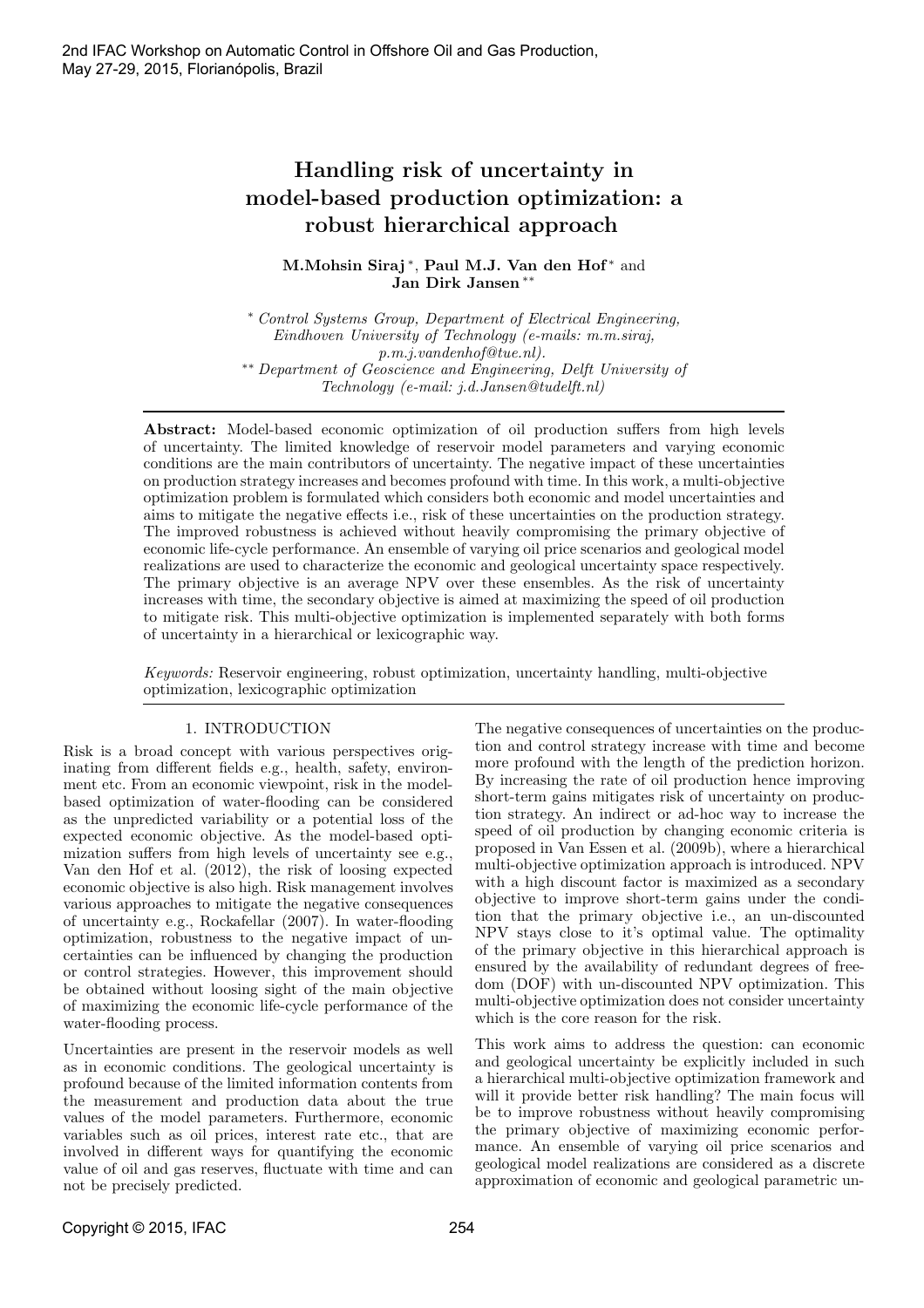# Handling risk of uncertainty in model-based production optimization: a robust hierarchical approach

**M.Mohsin Siraj** [*], **Paul M.J. Van den Hof** [*] and **Jan Dirk Jansen** [**]

[*] *Control Systems Group, Department of Electrical Engineering, Eindhoven University of Technology (e-mails: m.m.siraj, p.m.j.vandenhof@tue.nl).*
[**] *Department of Geoscience and Engineering, Delft University of Technology (e-mail: j.d.Jansen@tudelft.nl)*

**Abstract:** Model-based economic optimization of oil production suffers from high levels of uncertainty. The limited knowledge of reservoir model parameters and varying economic conditions are the main contributors of uncertainty. The negative impact of these uncertainties on production strategy increases and becomes profound with time. In this work, a multi-objective optimization problem is formulated which considers both economic and model uncertainties and aims to mitigate the negative effects i.e., risk of these uncertainties on the production strategy. The improved robustness is achieved without heavily compromising the primary objective of economic life-cycle performance. An ensemble of varying oil price scenarios and geological model realizations are used to characterize the economic and geological uncertainty space respectively. The primary objective is an average NPV over these ensembles. As the risk of uncertainty increases with time, the secondary objective is aimed at maximizing the speed of oil production to mitigate risk. This multi-objective optimization is implemented separately with both forms of uncertainty in a hierarchical or lexicographic way.

*Keywords:* Reservoir engineering, robust optimization, uncertainty handling, multi-objective optimization, lexicographic optimization

## 1. INTRODUCTION

Risk is a broad concept with various perspectives originating from different fields e.g., health, safety, environment etc. From an economic viewpoint, risk in the model-based optimization of water-flooding can be considered as the unpredicted variability or a potential loss of the expected economic objective. As the model-based optimization suffers from high levels of uncertainty see e.g., Van den Hof et al. (2012), the risk of loosing expected economic objective is also high. Risk management involves various approaches to mitigate the negative consequences of uncertainty e.g., Rockafellar (2007). In water-flooding optimization, robustness to the negative impact of uncertainties can be influenced by changing the production or control strategies. However, this improvement should be obtained without loosing sight of the main objective of maximizing the economic life-cycle performance of the water-flooding process.

Uncertainties are present in the reservoir models as well as in economic conditions. The geological uncertainty is profound because of the limited information contents from the measurement and production data about the true values of the model parameters. Furthermore, economic variables such as oil prices, interest rate etc., that are involved in different ways for quantifying the economic value of oil and gas reserves, fluctuate with time and can not be precisely predicted.

The negative consequences of uncertainties on the production and control strategy increase with time and become more profound with the length of the prediction horizon. By increasing the rate of oil production hence improving short-term gains mitigates risk of uncertainty on production strategy. An indirect or ad-hoc way to increase the speed of oil production by changing economic criteria is proposed in Van Essen et al. (2009b), where a hierarchical multi-objective optimization approach is introduced. NPV with a high discount factor is maximized as a secondary objective to improve short-term gains under the condition that the primary objective i.e., an un-discounted NPV stays close to it's optimal value. The optimality of the primary objective in this hierarchical approach is ensured by the availability of redundant degrees of freedom (DOF) with un-discounted NPV optimization. This multi-objective optimization does not consider uncertainty which is the core reason for the risk.

This work aims to address the question: can economic and geological uncertainty be explicitly included in such a hierarchical multi-objective optimization framework and will it provide better risk handling? The main focus will be to improve robustness without heavily compromising the primary objective of maximizing economic performance. An ensemble of varying oil price scenarios and geological model realizations are considered as a discrete approximation of economic and geological parametric un-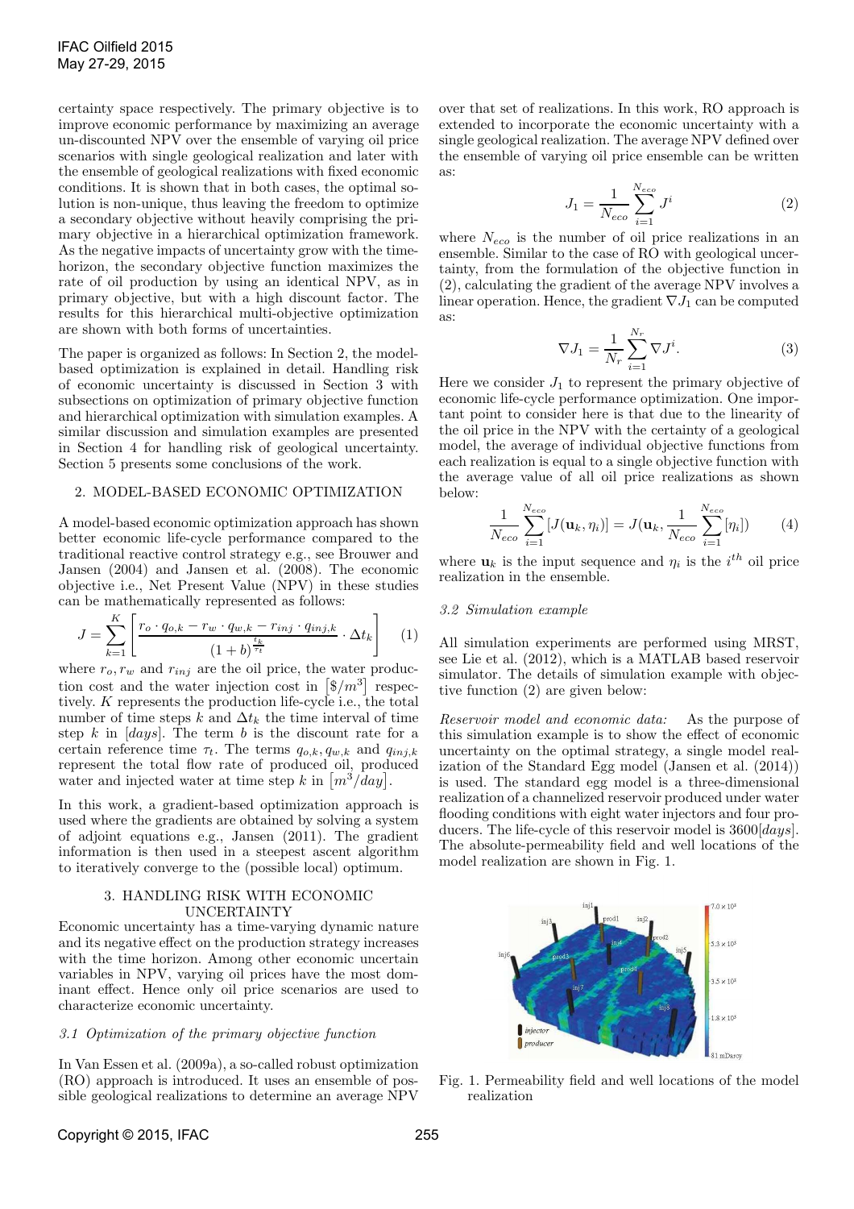certainty space respectively. The primary objective is to improve economic performance by maximizing an average un-discounted NPV over the ensemble of varying oil price scenarios with single geological realization and later with the ensemble of geological realizations with fixed economic conditions. It is shown that in both cases, the optimal solution is non-unique, thus leaving the freedom to optimize a secondary objective without heavily comprising the primary objective in a hierarchical optimization framework. As the negative impacts of uncertainty grow with the time-horizon, the secondary objective function maximizes the rate of oil production by using an identical NPV, as in primary objective, but with a high discount factor. The results for this hierarchical multi-objective optimization are shown with both forms of uncertainties.

The paper is organized as follows: In Section 2, the model-based optimization is explained in detail. Handling risk of economic uncertainty is discussed in Section 3 with subsections on optimization of primary objective function and hierarchical optimization with simulation examples. A similar discussion and simulation examples are presented in Section 4 for handling risk of geological uncertainty. Section 5 presents some conclusions of the work.

## 2. MODEL-BASED ECONOMIC OPTIMIZATION

A model-based economic optimization approach has shown better economic life-cycle performance compared to the traditional reactive control strategy e.g., see Brouwer and Jansen (2004) and Jansen et al. (2008). The economic objective i.e., Net Present Value (NPV) in these studies can be mathematically represented as follows:

$$J = \sum_{k=1}^{K} \left[ \frac{r_o \cdot q_{o,k} - r_w \cdot q_{w,k} - r_{inj} \cdot q_{inj,k}}{(1+b)^{\frac{t_k}{\tau_t}}} \cdot \Delta t_k \right] \qquad (1)$$

where $r_o, r_w$ and $r_{inj}$ are the oil price, the water production cost and the water injection cost in $[\$/m^3]$ respectively. $K$ represents the production life-cycle i.e., the total number of time steps $k$ and $\Delta t_k$ the time interval of time step $k$ in $[days]$. The term $b$ is the discount rate for a certain reference time $\tau_t$. The terms $q_{o,k}, q_{w,k}$ and $q_{inj,k}$ represent the total flow rate of produced oil, produced water and injected water at time step $k$ in $[m^3/day]$.

In this work, a gradient-based optimization approach is used where the gradients are obtained by solving a system of adjoint equations e.g., Jansen (2011). The gradient information is then used in a steepest ascent algorithm to iteratively converge to the (possible local) optimum.

## 3. HANDLING RISK WITH ECONOMIC UNCERTAINTY

Economic uncertainty has a time-varying dynamic nature and its negative effect on the production strategy increases with the time horizon. Among other economic uncertain variables in NPV, varying oil prices have the most dominant effect. Hence only oil price scenarios are used to characterize economic uncertainty.

### *3.1 Optimization of the primary objective function*

In Van Essen et al. (2009a), a so-called robust optimization (RO) approach is introduced. It uses an ensemble of possible geological realizations to determine an average NPV over that set of realizations. In this work, RO approach is extended to incorporate the economic uncertainty with a single geological realization. The average NPV defined over the ensemble of varying oil price ensemble can be written as:

$$J_1 = \frac{1}{N_{eco}} \sum_{i=1}^{N_{eco}} J^i \qquad (2)$$

where $N_{eco}$ is the number of oil price realizations in an ensemble. Similar to the case of RO with geological uncertainty, from the formulation of the objective function in (2), calculating the gradient of the average NPV involves a linear operation. Hence, the gradient $\nabla J_1$ can be computed as:

$$\nabla J_1 = \frac{1}{N_r} \sum_{i=1}^{N_r} \nabla J^i. \qquad (3)$$

Here we consider $J_1$ to represent the primary objective of economic life-cycle performance optimization. One important point to consider here is that due to the linearity of the oil price in the NPV with the certainty of a geological model, the average of individual objective functions from each realization is equal to a single objective function with the average value of all oil price realizations as shown below:

$$\frac{1}{N_{eco}} \sum_{i=1}^{N_{eco}} [J(\mathbf{u}_k, \eta_i)] = J(\mathbf{u}_k, \frac{1}{N_{eco}} \sum_{i=1}^{N_{eco}} [\eta_i]) \qquad (4)$$

where $\mathbf{u}_k$ is the input sequence and $\eta_i$ is the $i^{th}$ oil price realization in the ensemble.

### *3.2 Simulation example*

All simulation experiments are performed using MRST, see Lie et al. (2012), which is a MATLAB based reservoir simulator. The details of simulation example with objective function (2) are given below:

*Reservoir model and economic data:* As the purpose of this simulation example is to show the effect of economic uncertainty on the optimal strategy, a single model realization of the Standard Egg model (Jansen et al. (2014)) is used. The standard egg model is a three-dimensional realization of a channelized reservoir produced under water flooding conditions with eight water injectors and four producers. The life-cycle of this reservoir model is $3600[days]$. The absolute-permeability field and well locations of the model realization are shown in Fig. 1.

Fig. 1. Permeability field and well locations of the model realization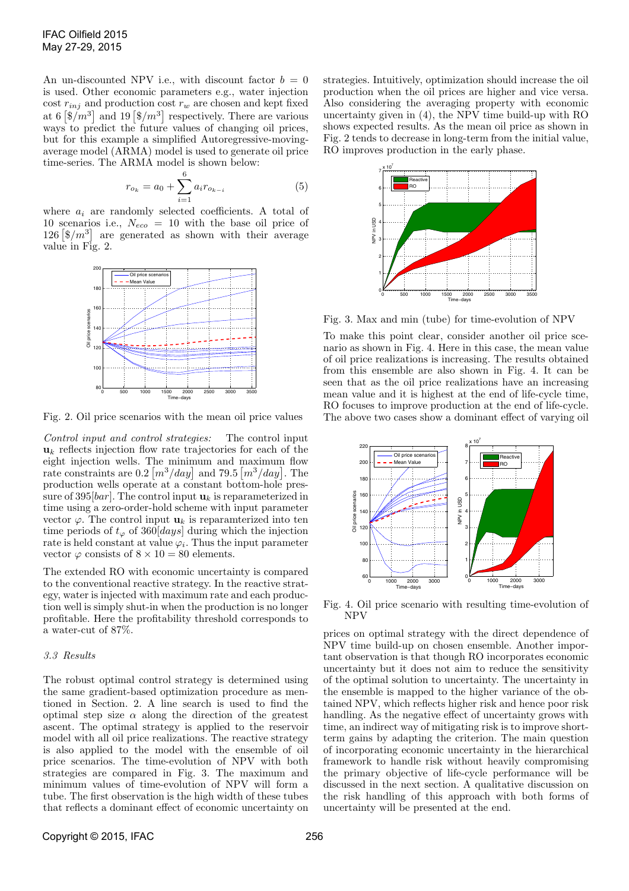An un-discounted NPV i.e., with discount factor $b = 0$ is used. Other economic parameters e.g., water injection cost $r_{inj}$ and production cost $r_w$ are chosen and kept fixed at 6 $[\$/m^3]$ and 19 $[\$/m^3]$ respectively. There are various ways to predict the future values of changing oil prices, but for this example a simplified Autoregressive-moving-average model (ARMA) model is used to generate oil price time-series. The ARMA model is shown below:

$$r_{o_k} = a_0 + \sum_{i=1}^{6} a_i r_{o_{k-i}} \tag{5}$$

where $a_i$ are randomly selected coefficients. A total of 10 scenarios i.e., $N_{eco} = 10$ with the base oil price of 126 $[\$/m^3]$ are generated as shown with their average value in Fig. 2.

Fig. 2. Oil price scenarios with the mean oil price values

*Control input and control strategies:* The control input $\mathbf{u}_k$ reflects injection flow rate trajectories for each of the eight injection wells. The minimum and maximum flow rate constraints are 0.2 $[m^3/day]$ and 79.5 $[m^3/day]$. The production wells operate at a constant bottom-hole pressure of 395$[bar]$. The control input $\mathbf{u}_k$ is reparameterized in time using a zero-order-hold scheme with input parameter vector $\varphi$. The control input $\mathbf{u}_k$ is reparamterized into ten time periods of $t_\varphi$ of 360$[days]$ during which the injection rate is held constant at value $\varphi_i$. Thus the input parameter vector $\varphi$ consists of $8 \times 10 = 80$ elements.

The extended RO with economic uncertainty is compared to the conventional reactive strategy. In the reactive strategy, water is injected with maximum rate and each production well is simply shut-in when the production is no longer profitable. Here the profitability threshold corresponds to a water-cut of 87%.

### 3.3 Results

The robust optimal control strategy is determined using the same gradient-based optimization procedure as mentioned in Section. 2. A line search is used to find the optimal step size $\alpha$ along the direction of the greatest ascent. The optimal strategy is applied to the reservoir model with all oil price realizations. The reactive strategy is also applied to the model with the ensemble of oil price scenarios. The time-evolution of NPV with both strategies are compared in Fig. 3. The maximum and minimum values of time-evolution of NPV will form a tube. The first observation is the high width of these tubes that reflects a dominant effect of economic uncertainty on strategies. Intuitively, optimization should increase the oil production when the oil prices are higher and vice versa. Also considering the averaging property with economic uncertainty given in (4), the NPV time build-up with RO shows expected results. As the mean oil price as shown in Fig. 2 tends to decrease in long-term from the initial value, RO improves production in the early phase.

Fig. 3. Max and min (tube) for time-evolution of NPV

To make this point clear, consider another oil price scenario as shown in Fig. 4. Here in this case, the mean value of oil price realizations is increasing. The results obtained from this ensemble are also shown in Fig. 4. It can be seen that as the oil price realizations have an increasing mean value and it is highest at the end of life-cycle time, RO focuses to improve production at the end of life-cycle. The above two cases show a dominant effect of varying oil prices on optimal strategy with the direct dependence of NPV time build-up on chosen ensemble. Another important observation is that though RO incorporates economic uncertainty but it does not aim to reduce the sensitivity of the optimal solution to uncertainty. The uncertainty in the ensemble is mapped to the higher variance of the obtained NPV, which reflects higher risk and hence poor risk handling. As the negative effect of uncertainty grows with time, an indirect way of mitigating risk is to improve short-term gains by adapting the criterion. The main question of incorporating economic uncertainty in the hierarchical framework to handle risk without heavily compromising the primary objective of life-cycle performance will be discussed in the next section. A qualitative discussion on the risk handling of this approach with both forms of uncertainty will be presented at the end.

Fig. 4. Oil price scenario with resulting time-evolution of NPV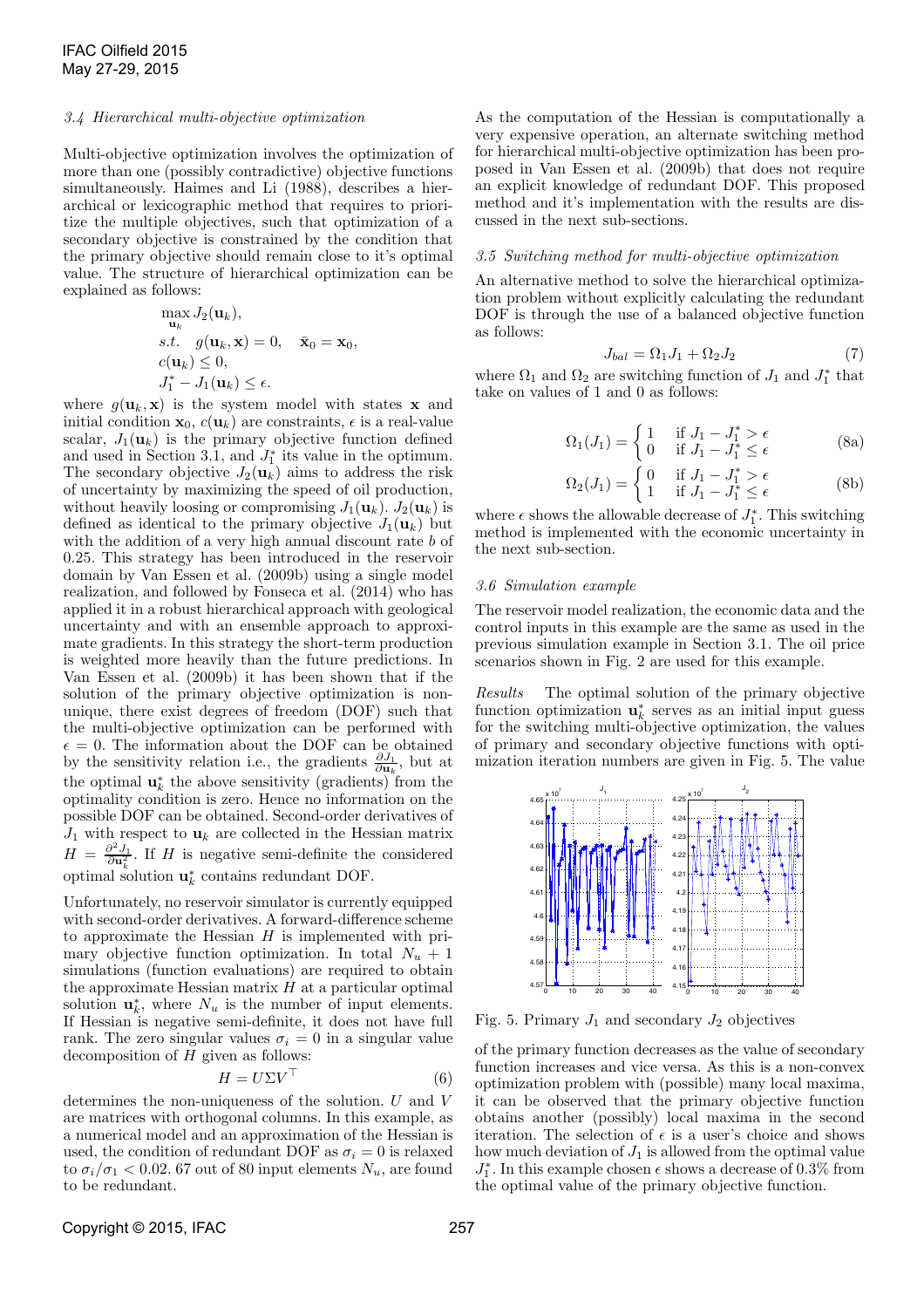### 3.4 Hierarchical multi-objective optimization

Multi-objective optimization involves the optimization of more than one (possibly contradictive) objective functions simultaneously. Haimes and Li (1988), describes a hierarchical or lexicographic method that requires to prioritize the multiple objectives, such that optimization of a secondary objective is constrained by the condition that the primary objective should remain close to it's optimal value. The structure of hierarchical optimization can be explained as follows:

$$
\begin{aligned}
&\max_{\mathbf{u}_k} J_2(\mathbf{u}_k), \\
&s.t. \quad g(\mathbf{u}_k, \mathbf{x}) = 0, \quad \bar{\mathbf{x}}_0 = \mathbf{x}_0, \\
&c(\mathbf{u}_k) \leq 0, \\
&J_1^* - J_1(\mathbf{u}_k) \leq \epsilon.
\end{aligned}
$$

where $g(\mathbf{u}_k, \mathbf{x})$ is the system model with states $\mathbf{x}$ and initial condition $\mathbf{x}_0$, $c(\mathbf{u}_k)$ are constraints, $\epsilon$ is a real-value scalar, $J_1(\mathbf{u}_k)$ is the primary objective function defined and used in Section 3.1, and $J_1^*$ its value in the optimum. The secondary objective $J_2(\mathbf{u}_k)$ aims to address the risk of uncertainty by maximizing the speed of oil production, without heavily loosing or compromising $J_1(\mathbf{u}_k)$. $J_2(\mathbf{u}_k)$ is defined as identical to the primary objective $J_1(\mathbf{u}_k)$ but with the addition of a very high annual discount rate $b$ of 0.25. This strategy has been introduced in the reservoir domain by Van Essen et al. (2009b) using a single model realization, and followed by Fonseca et al. (2014) who has applied it in a robust hierarchical approach with geological uncertainty and with an ensemble approach to approximate gradients. In this strategy the short-term production is weighted more heavily than the future predictions. In Van Essen et al. (2009b) it has been shown that if the solution of the primary objective optimization is non-unique, there exist degrees of freedom (DOF) such that the multi-objective optimization can be performed with $\epsilon = 0$. The information about the DOF can be obtained by the sensitivity relation i.e., the gradients $\frac{\partial J_1}{\partial \mathbf{u}_k}$, but at the optimal $\mathbf{u}_k^*$ the above sensitivity (gradients) from the optimality condition is zero. Hence no information on the possible DOF can be obtained. Second-order derivatives of $J_1$ with respect to $\mathbf{u}_k$ are collected in the Hessian matrix $H = \frac{\partial^2 J_1}{\partial \mathbf{u}_k^2}$. If $H$ is negative semi-definite the considered optimal solution $\mathbf{u}_k^*$ contains redundant DOF.

Unfortunately, no reservoir simulator is currently equipped with second-order derivatives. A forward-difference scheme to approximate the Hessian $H$ is implemented with primary objective function optimization. In total $N_u + 1$ simulations (function evaluations) are required to obtain the approximate Hessian matrix $H$ at a particular optimal solution $\mathbf{u}_k^*$, where $N_u$ is the number of input elements. If Hessian is negative semi-definite, it does not have full rank. The zero singular values $\sigma_i = 0$ in a singular value decomposition of $H$ given as follows:

$$H = U \Sigma V^\top \tag{6}$$

determines the non-uniqueness of the solution. $U$ and $V$ are matrices with orthogonal columns. In this example, as a numerical model and an approximation of the Hessian is used, the condition of redundant DOF as $\sigma_i = 0$ is relaxed to $\sigma_i/\sigma_1 < 0.02$. 67 out of 80 input elements $N_u$, are found to be redundant.

As the computation of the Hessian is computationally a very expensive operation, an alternate switching method for hierarchical multi-objective optimization has been proposed in Van Essen et al. (2009b) that does not require an explicit knowledge of redundant DOF. This proposed method and it's implementation with the results are discussed in the next sub-sections.

### 3.5 Switching method for multi-objective optimization

An alternative method to solve the hierarchical optimization problem without explicitly calculating the redundant DOF is through the use of a balanced objective function as follows:

$$J_{bal} = \Omega_1 J_1 + \Omega_2 J_2 \tag{7}$$

where $\Omega_1$ and $\Omega_2$ are switching function of $J_1$ and $J_1^*$ that take on values of 1 and 0 as follows:

$$\Omega_1(J_1) = \begin{cases} 1 & \text{if } J_1 - J_1^* > \epsilon \\ 0 & \text{if } J_1 - J_1^* \leq \epsilon \end{cases} \tag{8a}$$

$$\Omega_2(J_1) = \begin{cases} 0 & \text{if } J_1 - J_1^* > \epsilon \\ 1 & \text{if } J_1 - J_1^* \leq \epsilon \end{cases} \tag{8b}$$

where $\epsilon$ shows the allowable decrease of $J_1^*$. This switching method is implemented with the economic uncertainty in the next sub-section.

### 3.6 Simulation example

The reservoir model realization, the economic data and the control inputs in this example are the same as used in the previous simulation example in Section 3.1. The oil price scenarios shown in Fig. 2 are used for this example.

*Results* The optimal solution of the primary objective function optimization $\mathbf{u}_k^*$ serves as an initial input guess for the switching multi-objective optimization, the values of primary and secondary objective functions with optimization iteration numbers are given in Fig. 5. The value of the primary function decreases as the value of secondary function increases and vice versa. As this is a non-convex optimization problem with (possible) many local maxima, it can be observed that the primary objective function obtains another (possibly) local maxima in the second iteration. The selection of $\epsilon$ is a user's choice and shows how much deviation of $J_1$ is allowed from the optimal value $J_1^*$. In this example chosen $\epsilon$ shows a decrease of 0.3% from the optimal value of the primary objective function.

Fig. 5. Primary $J_1$ and secondary $J_2$ objectives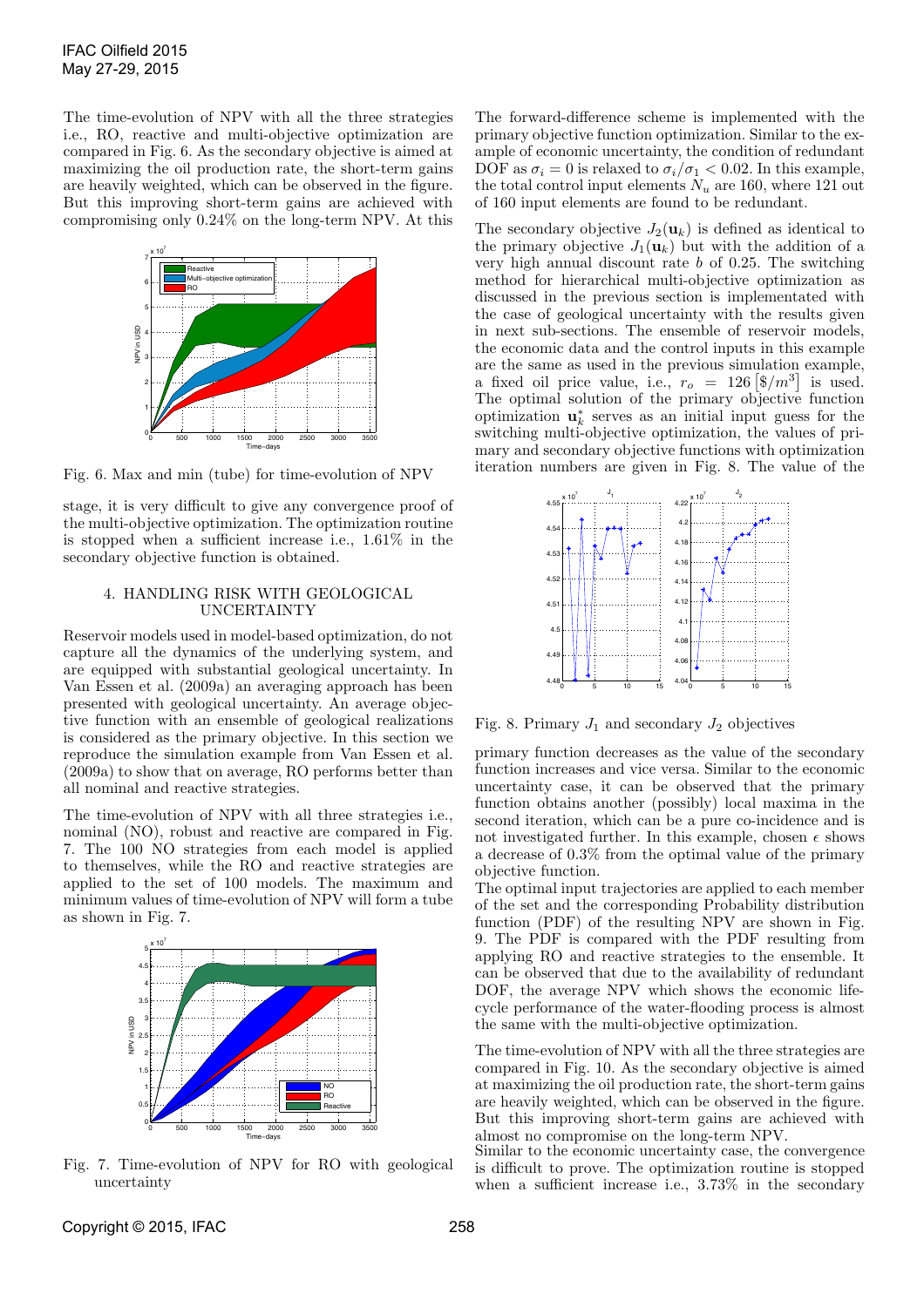The time-evolution of NPV with all the three strategies i.e., RO, reactive and multi-objective optimization are compared in Fig. 6. As the secondary objective is aimed at maximizing the oil production rate, the short-term gains are heavily weighted, which can be observed in the figure. But this improving short-term gains are achieved with compromising only 0.24% on the long-term NPV. At this stage, it is very difficult to give any convergence proof of the multi-objective optimization. The optimization routine is stopped when a sufficient increase i.e., 1.61% in the secondary objective function is obtained.

Fig. 6. Max and min (tube) for time-evolution of NPV

## 4. HANDLING RISK WITH GEOLOGICAL UNCERTAINTY

Reservoir models used in model-based optimization, do not capture all the dynamics of the underlying system, and are equipped with substantial geological uncertainty. In Van Essen et al. (2009a) an averaging approach has been presented with geological uncertainty. An average objective function with an ensemble of geological realizations is considered as the primary objective. In this section we reproduce the simulation example from Van Essen et al. (2009a) to show that on average, RO performs better than all nominal and reactive strategies.

The time-evolution of NPV with all three strategies i.e., nominal (NO), robust and reactive are compared in Fig. 7. The 100 NO strategies from each model is applied to themselves, while the RO and reactive strategies are applied to the set of 100 models. The maximum and minimum values of time-evolution of NPV will form a tube as shown in Fig. 7.

Fig. 7. Time-evolution of NPV for RO with geological uncertainty

The forward-difference scheme is implemented with the primary objective function optimization. Similar to the example of economic uncertainty, the condition of redundant DOF as $\sigma_i = 0$ is relaxed to $\sigma_i/\sigma_1 < 0.02$. In this example, the total control input elements $N_u$ are 160, where 121 out of 160 input elements are found to be redundant.

The secondary objective $J_2(\mathbf{u}_k)$ is defined as identical to the primary objective $J_1(\mathbf{u}_k)$ but with the addition of a very high annual discount rate $b$ of 0.25. The switching method for hierarchical multi-objective optimization as discussed in the previous section is implemented with the case of geological uncertainty with the results given in next sub-sections. The ensemble of reservoir models, the economic data and the control inputs in this example are the same as used in the previous simulation example, a fixed oil price value, i.e., $r_o = 126\,[\$/m^3]$ is used. The optimal solution of the primary objective function optimization $\mathbf{u}_k^*$ serves as an initial input guess for the switching multi-objective optimization, the values of primary and secondary objective functions with optimization iteration numbers are given in Fig. 8. The value of the primary function decreases as the value of the secondary function increases and vice versa. Similar to the economic uncertainty case, it can be observed that the primary function obtains another (possibly) local maxima in the second iteration, which can be a pure co-incidence and is not investigated further. In this example, chosen $\epsilon$ shows a decrease of 0.3% from the optimal value of the primary objective function.

Fig. 8. Primary $J_1$ and secondary $J_2$ objectives

The optimal input trajectories are applied to each member of the set and the corresponding Probability distribution function (PDF) of the resulting NPV are shown in Fig. 9. The PDF is compared with the PDF resulting from applying RO and reactive strategies to the ensemble. It can be observed that due to the availability of redundant DOF, the average NPV which shows the economic life-cycle performance of the water-flooding process is almost the same with the multi-objective optimization.

The time-evolution of NPV with all the three strategies are compared in Fig. 10. As the secondary objective is aimed at maximizing the oil production rate, the short-term gains are heavily weighted, which can be observed in the figure. But this improving short-term gains are achieved with almost no compromise on the long-term NPV.
Similar to the economic uncertainty case, the convergence is difficult to prove. The optimization routine is stopped when a sufficient increase i.e., 3.73% in the secondary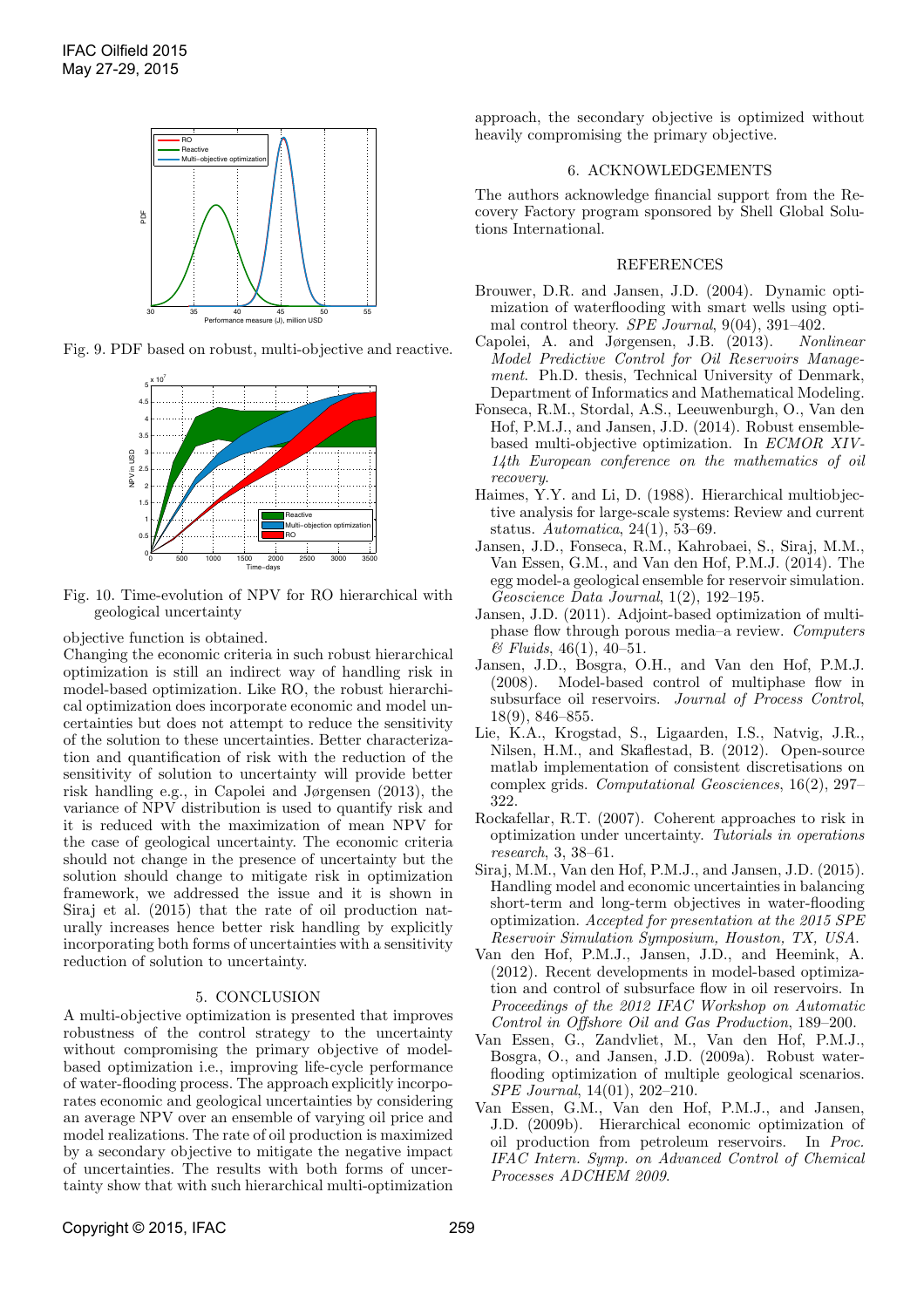RO
Reactive
Multi-objective optimization
PDF
30 35 40 45 50 55
Performance measure (J), million USD

Fig. 9. PDF based on robust, multi-objective and reactive.

$\times 10^7$
5 4.5 4 3.5 3 2.5 2 1.5 1 0.5 0
NPV in USD
0 500 1000 1500 2000 2500 3000 3500
Time–days
Reactive
Multi-objection optimization
RO

Fig. 10. Time-evolution of NPV for RO hierarchical with geological uncertainty

objective function is obtained.

Changing the economic criteria in such robust hierarchical optimization is still an indirect way of handling risk in model-based optimization. Like RO, the robust hierarchical optimization does incorporate economic and model uncertainties but does not attempt to reduce the sensitivity of the solution to these uncertainties. Better characterization and quantification of risk with the reduction of the sensitivity of solution to uncertainty will provide better risk handling e.g., in Capolei and Jørgensen (2013), the variance of NPV distribution is used to quantify risk and it is reduced with the maximization of mean NPV for the case of geological uncertainty. The economic criteria should not change in the presence of uncertainty but the solution should change to mitigate risk in optimization framework, we addressed the issue and it is shown in Siraj et al. (2015) that the rate of oil production naturally increases hence better risk handling by explicitly incorporating both forms of uncertainties with a sensitivity reduction of solution to uncertainty.

## 5. CONCLUSION

A multi-objective optimization is presented that improves robustness of the control strategy to the uncertainty without compromising the primary objective of model-based optimization i.e., improving life-cycle performance of water-flooding process. The approach explicitly incorporates economic and geological uncertainties by considering an average NPV over an ensemble of varying oil price and model realizations. The rate of oil production is maximized by a secondary objective to mitigate the negative impact of uncertainties. The results with both forms of uncertainty show that with such hierarchical multi-optimization approach, the secondary objective is optimized without heavily compromising the primary objective.

## 6. ACKNOWLEDGEMENTS

The authors acknowledge financial support from the Recovery Factory program sponsored by Shell Global Solutions International.

## REFERENCES

Brouwer, D.R. and Jansen, J.D. (2004). Dynamic optimization of waterflooding with smart wells using optimal control theory. *SPE Journal*, 9(04), 391–402.

Capolei, A. and Jørgensen, J.B. (2013). *Nonlinear Model Predictive Control for Oil Reservoirs Management*. Ph.D. thesis, Technical University of Denmark, Department of Informatics and Mathematical Modeling.

Fonseca, R.M., Stordal, A.S., Leeuwenburgh, O., Van den Hof, P.M.J., and Jansen, J.D. (2014). Robust ensemble-based multi-objective optimization. In *ECMOR XIV-14th European conference on the mathematics of oil recovery*.

Haimes, Y.Y. and Li, D. (1988). Hierarchical multiobjective analysis for large-scale systems: Review and current status. *Automatica*, 24(1), 53–69.

Jansen, J.D., Fonseca, R.M., Kahrobaei, S., Siraj, M.M., Van Essen, G.M., and Van den Hof, P.M.J. (2014). The egg model-a geological ensemble for reservoir simulation. *Geoscience Data Journal*, 1(2), 192–195.

Jansen, J.D. (2011). Adjoint-based optimization of multi-phase flow through porous media–a review. *Computers & Fluids*, 46(1), 40–51.

Jansen, J.D., Bosgra, O.H., and Van den Hof, P.M.J. (2008). Model-based control of multiphase flow in subsurface oil reservoirs. *Journal of Process Control*, 18(9), 846–855.

Lie, K.A., Krogstad, S., Ligaarden, I.S., Natvig, J.R., Nilsen, H.M., and Skaflestad, B. (2012). Open-source matlab implementation of consistent discretisations on complex grids. *Computational Geosciences*, 16(2), 297–322.

Rockafellar, R.T. (2007). Coherent approaches to risk in optimization under uncertainty. *Tutorials in operations research*, 3, 38–61.

Siraj, M.M., Van den Hof, P.M.J., and Jansen, J.D. (2015). Handling model and economic uncertainties in balancing short-term and long-term objectives in water-flooding optimization. *Accepted for presentation at the 2015 SPE Reservoir Simulation Symposium, Houston, TX, USA*.

Van den Hof, P.M.J., Jansen, J.D., and Heemink, A. (2012). Recent developments in model-based optimization and control of subsurface flow in oil reservoirs. In *Proceedings of the 2012 IFAC Workshop on Automatic Control in Offshore Oil and Gas Production*, 189–200.

Van Essen, G., Zandvliet, M., Van den Hof, P.M.J., Bosgra, O., and Jansen, J.D. (2009a). Robust waterflooding optimization of multiple geological scenarios. *SPE Journal*, 14(01), 202–210.

Van Essen, G.M., Van den Hof, P.M.J., and Jansen, J.D. (2009b). Hierarchical economic optimization of oil production from petroleum reservoirs. In *Proc. IFAC Intern. Symp. on Advanced Control of Chemical Processes ADCHEM 2009*.